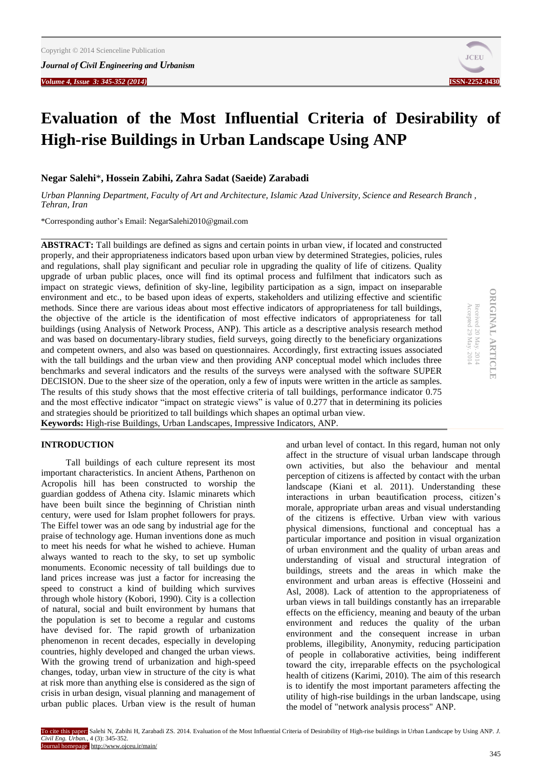# Evaluation of the Most Influential Criteria of Desirability of High-rise Buildings in Urban Landscape Using ANP

**Negar Salehi*, Hossein Zabihi, Zahra Sadat (Saeide) Zarabadi**

*Urban Planning Department, Faculty of Art and Architecture, Islamic Azad University, Science and Research Branch , Tehran, Iran*

*Corresponding author's Email: NegarSalehi2010@gmail.com

ORIGINAL ARTICLE
Received 20 May. 2014
Accepted 29 May. 2014

**ABSTRACT:** Tall buildings are defined as signs and certain points in urban view, if located and constructed properly, and their appropriateness indicators based upon urban view by determined Strategies, policies, rules and regulations, shall play significant and peculiar role in upgrading the quality of life of citizens. Quality upgrade of urban public places, once will find its optimal process and fulfilment that indicators such as impact on strategic views, definition of sky-line, legibility participation as a sign, impact on inseparable environment and etc., to be based upon ideas of experts, stakeholders and utilizing effective and scientific methods. Since there are various ideas about most effective indicators of appropriateness for tall buildings, the objective of the article is the identification of most effective indicators of appropriateness for tall buildings (using Analysis of Network Process, ANP). This article as a descriptive analysis research method and was based on documentary-library studies, field surveys, going directly to the beneficiary organizations and competent owners, and also was based on questionnaires. Accordingly, first extracting issues associated with the tall buildings and the urban view and then providing ANP conceptual model which includes three benchmarks and several indicators and the results of the surveys were analysed with the software SUPER DECISION. Due to the sheer size of the operation, only a few of inputs were written in the article as samples. The results of this study shows that the most effective criteria of tall buildings, performance indicator 0.75 and the most effective indicator "impact on strategic views" is value of 0.277 that in determining its policies and strategies should be prioritized to tall buildings which shapes an optimal urban view.

**Keywords:** High-rise Buildings, Urban Landscapes, Impressive Indicators, ANP.

## INTRODUCTION

Tall buildings of each culture represent its most important characteristics. In ancient Athens, Parthenon on Acropolis hill has been constructed to worship the guardian goddess of Athena city. Islamic minarets which have been built since the beginning of Christian ninth century, were used for Islam prophet followers for prays. The Eiffel tower was an ode sang by industrial age for the praise of technology age. Human inventions done as much to meet his needs for what he wished to achieve. Human always wanted to reach to the sky, to set up symbolic monuments. Economic necessity of tall buildings due to land prices increase was just a factor for increasing the speed to construct a kind of building which survives through whole history (Kobori, 1990). City is a collection of natural, social and built environment by humans that the population is set to become a regular and customs have devised for. The rapid growth of urbanization phenomenon in recent decades, especially in developing countries, highly developed and changed the urban views. With the growing trend of urbanization and high-speed changes, today, urban view in structure of the city is what at risk more than anything else is considered as the sign of crisis in urban design, visual planning and management of urban public places. Urban view is the result of human and urban level of contact. In this regard, human not only affect in the structure of visual urban landscape through own activities, but also the behaviour and mental perception of citizens is affected by contact with the urban landscape (Kiani et al. 2011). Understanding these interactions in urban beautification process, citizen's morale, appropriate urban areas and visual understanding of the citizens is effective. Urban view with various physical dimensions, functional and conceptual has a particular importance and position in visual organization of urban environment and the quality of urban areas and understanding of visual and structural integration of buildings, streets and the areas in which make the environment and urban areas is effective (Hosseini and Asl, 2008). Lack of attention to the appropriateness of urban views in tall buildings constantly has an irreparable effects on the efficiency, meaning and beauty of the urban environment and reduces the quality of the urban environment and the consequent increase in urban problems, illegibility, Anonymity, reducing participation of people in collaborative activities, being indifferent toward the city, irreparable effects on the psychological health of citizens (Karimi, 2010). The aim of this research is to identify the most important parameters affecting the utility of high-rise buildings in the urban landscape, using the model of "network analysis process" ANP.

To cite this paper: Salehi N, Zabihi H, Zarabadi ZS. 2014. Evaluation of the Most Influential Criteria of Desirability of High-rise buildings in Urban Landscape by Using ANP. *J. Civil Eng. Urban.*, 4 (3): 345-352.
Journal homepage: http://www.ojceu.ir/main/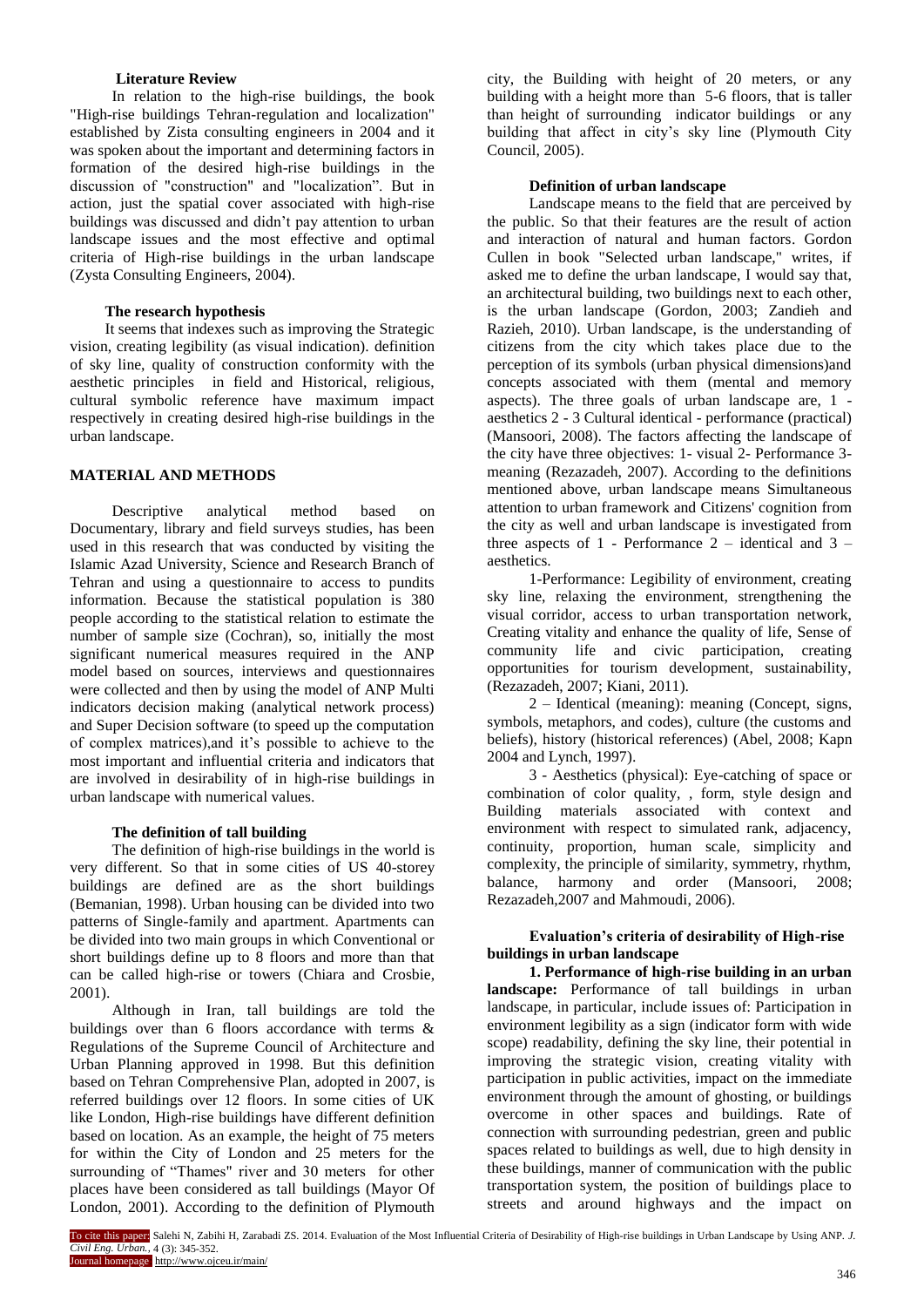**Literature Review**

In relation to the high-rise buildings, the book "High-rise buildings Tehran-regulation and localization" established by Zista consulting engineers in 2004 and it was spoken about the important and determining factors in formation of the desired high-rise buildings in the discussion of "construction" and "localization". But in action, just the spatial cover associated with high-rise buildings was discussed and didn't pay attention to urban landscape issues and the most effective and optimal criteria of High-rise buildings in the urban landscape (Zysta Consulting Engineers, 2004).

**The research hypothesis**

It seems that indexes such as improving the Strategic vision, creating legibility (as visual indication). definition of sky line, quality of construction conformity with the aesthetic principles in field and Historical, religious, cultural symbolic reference have maximum impact respectively in creating desired high-rise buildings in the urban landscape.

## MATERIAL AND METHODS

Descriptive analytical method based on Documentary, library and field surveys studies, has been used in this research that was conducted by visiting the Islamic Azad University, Science and Research Branch of Tehran and using a questionnaire to access to pundits information. Because the statistical population is 380 people according to the statistical relation to estimate the number of sample size (Cochran), so, initially the most significant numerical measures required in the ANP model based on sources, interviews and questionnaires were collected and then by using the model of ANP Multi indicators decision making (analytical network process) and Super Decision software (to speed up the computation of complex matrices),and it's possible to achieve to the most important and influential criteria and indicators that are involved in desirability of in high-rise buildings in urban landscape with numerical values.

**The definition of tall building**

The definition of high-rise buildings in the world is very different. So that in some cities of US 40-storey buildings are defined are as the short buildings (Bemanian, 1998). Urban housing can be divided into two patterns of Single-family and apartment. Apartments can be divided into two main groups in which Conventional or short buildings define up to 8 floors and more than that can be called high-rise or towers (Chiara and Crosbie, 2001).

Although in Iran, tall buildings are told the buildings over than 6 floors accordance with terms & Regulations of the Supreme Council of Architecture and Urban Planning approved in 1998. But this definition based on Tehran Comprehensive Plan, adopted in 2007, is referred buildings over 12 floors. In some cities of UK like London, High-rise buildings have different definition based on location. As an example, the height of 75 meters for within the City of London and 25 meters for the surrounding of "Thames" river and 30 meters for other places have been considered as tall buildings (Mayor Of London, 2001). According to the definition of Plymouth city, the Building with height of 20 meters, or any building with a height more than 5-6 floors, that is taller than height of surrounding indicator buildings or any building that affect in city's sky line (Plymouth City Council, 2005).

**Definition of urban landscape**

Landscape means to the field that are perceived by the public. So that their features are the result of action and interaction of natural and human factors. Gordon Cullen in book "Selected urban landscape," writes, if asked me to define the urban landscape, I would say that, an architectural building, two buildings next to each other, is the urban landscape (Gordon, 2003; Zandieh and Razieh, 2010). Urban landscape, is the understanding of citizens from the city which takes place due to the perception of its symbols (urban physical dimensions)and concepts associated with them (mental and memory aspects). The three goals of urban landscape are, 1 - aesthetics 2 - 3 Cultural identical - performance (practical) (Mansoori, 2008). The factors affecting the landscape of the city have three objectives: 1- visual 2- Performance 3- meaning (Rezazadeh, 2007). According to the definitions mentioned above, urban landscape means Simultaneous attention to urban framework and Citizens' cognition from the city as well and urban landscape is investigated from three aspects of 1 - Performance 2 – identical and 3 – aesthetics.

1-Performance: Legibility of environment, creating sky line, relaxing the environment, strengthening the visual corridor, access to urban transportation network, Creating vitality and enhance the quality of life, Sense of community life and civic participation, creating opportunities for tourism development, sustainability, (Rezazadeh, 2007; Kiani, 2011).

2 – Identical (meaning): meaning (Concept, signs, symbols, metaphors, and codes), culture (the customs and beliefs), history (historical references) (Abel, 2008; Kapn 2004 and Lynch, 1997).

3 - Aesthetics (physical): Eye-catching of space or combination of color quality, , form, style design and Building materials associated with context and environment with respect to simulated rank, adjacency, continuity, proportion, human scale, simplicity and complexity, the principle of similarity, symmetry, rhythm, balance, harmony and order (Mansoori, 2008; Rezazadeh,2007 and Mahmoudi, 2006).

**Evaluation's criteria of desirability of High-rise buildings in urban landscape**

**1. Performance of high-rise building in an urban landscape:** Performance of tall buildings in urban landscape, in particular, include issues of: Participation in environment legibility as a sign (indicator form with wide scope) readability, defining the sky line, their potential in improving the strategic vision, creating vitality with participation in public activities, impact on the immediate environment through the amount of ghosting, or buildings overcome in other spaces and buildings. Rate of connection with surrounding pedestrian, green and public spaces related to buildings as well, due to high density in these buildings, manner of communication with the public transportation system, the position of buildings place to streets and around highways and the impact on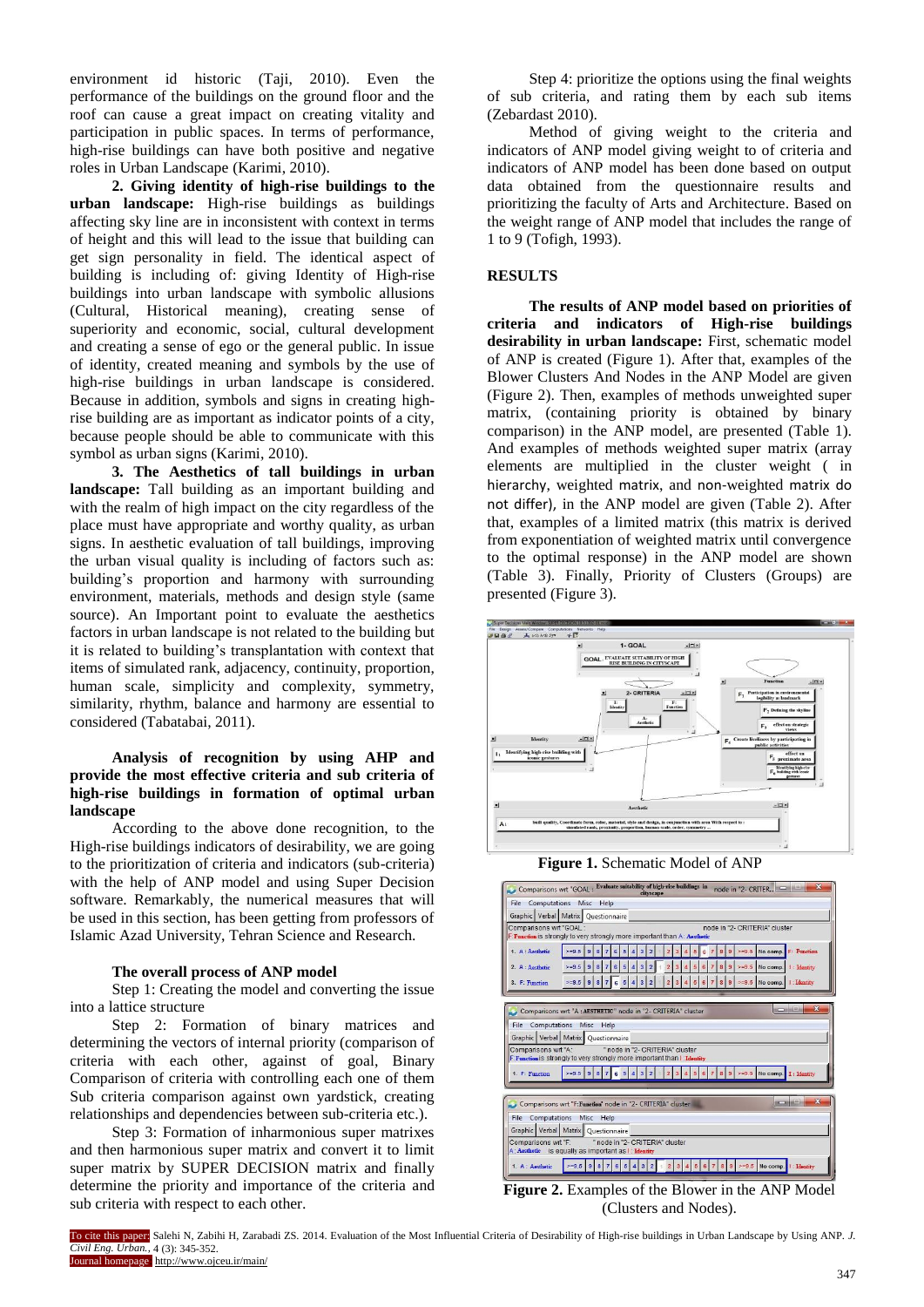environment id historic (Taji, 2010). Even the performance of the buildings on the ground floor and the roof can cause a great impact on creating vitality and participation in public spaces. In terms of performance, high-rise buildings can have both positive and negative roles in Urban Landscape (Karimi, 2010).

**2. Giving identity of high-rise buildings to the urban landscape:** High-rise buildings as buildings affecting sky line are in inconsistent with context in terms of height and this will lead to the issue that building can get sign personality in field. The identical aspect of building is including of: giving Identity of High-rise buildings into urban landscape with symbolic allusions (Cultural, Historical meaning), creating sense of superiority and economic, social, cultural development and creating a sense of ego or the general public. In issue of identity, created meaning and symbols by the use of high-rise buildings in urban landscape is considered. Because in addition, symbols and signs in creating high-rise building are as important as indicator points of a city, because people should be able to communicate with this symbol as urban signs (Karimi, 2010).

**3. The Aesthetics of tall buildings in urban landscape:** Tall building as an important building and with the realm of high impact on the city regardless of the place must have appropriate and worthy quality, as urban signs. In aesthetic evaluation of tall buildings, improving the urban visual quality is including of factors such as: building's proportion and harmony with surrounding environment, materials, methods and design style (same source). An Important point to evaluate the aesthetics factors in urban landscape is not related to the building but it is related to building's transplantation with context that items of simulated rank, adjacency, continuity, proportion, human scale, simplicity and complexity, symmetry, similarity, rhythm, balance and harmony are essential to considered (Tabatabai, 2011).

**Analysis of recognition by using AHP and provide the most effective criteria and sub criteria of high-rise buildings in formation of optimal urban landscape**

According to the above done recognition, to the High-rise buildings indicators of desirability, we are going to the prioritization of criteria and indicators (sub-criteria) with the help of ANP model and using Super Decision software. Remarkably, the numerical measures that will be used in this section, has been getting from professors of Islamic Azad University, Tehran Science and Research.

**The overall process of ANP model**

Step 1: Creating the model and converting the issue into a lattice structure

Step 2: Formation of binary matrices and determining the vectors of internal priority (comparison of criteria with each other, against of goal, Binary Comparison of criteria with controlling each one of them Sub criteria comparison against own yardstick, creating relationships and dependencies between sub-criteria etc.).

Step 3: Formation of inharmonious super matrixes and then harmonious super matrix and convert it to limit super matrix by SUPER DECISION matrix and finally determine the priority and importance of the criteria and sub criteria with respect to each other.

Step 4: prioritize the options using the final weights of sub criteria, and rating them by each sub items (Zebardast 2010).

Method of giving weight to the criteria and indicators of ANP model giving weight to of criteria and indicators of ANP model has been done based on output data obtained from the questionnaire results and prioritizing the faculty of Arts and Architecture. Based on the weight range of ANP model that includes the range of 1 to 9 (Tofigh, 1993).

## RESULTS

**The results of ANP model based on priorities of criteria and indicators of High-rise buildings desirability in urban landscape:** First, schematic model of ANP is created (Figure 1). After that, examples of the Blower Clusters And Nodes in the ANP Model are given (Figure 2). Then, examples of methods unweighted super matrix, (containing priority is obtained by binary comparison) in the ANP model, are presented (Table 1). And examples of methods weighted super matrix (array elements are multiplied in the cluster weight ( in hierarchy, weighted matrix, and non-weighted matrix do not differ), in the ANP model are given (Table 2). After that, examples of a limited matrix (this matrix is derived from exponentiation of weighted matrix until convergence to the optimal response) in the ANP model are shown (Table 3). Finally, Priority of Clusters (Groups) are presented (Figure 3).

**Figure 1.** Schematic Model of ANP

**Figure 2.** Examples of the Blower in the ANP Model (Clusters and Nodes).

To cite this paper: Salehi N, Zabihi H, Zarabadi ZS. 2014. Evaluation of the Most Influential Criteria of Desirability of High-rise buildings in Urban Landscape by Using ANP. *J. Civil Eng. Urban.*, 4 (3): 345-352.
Journal homepage: http://www.ojceu.ir/main/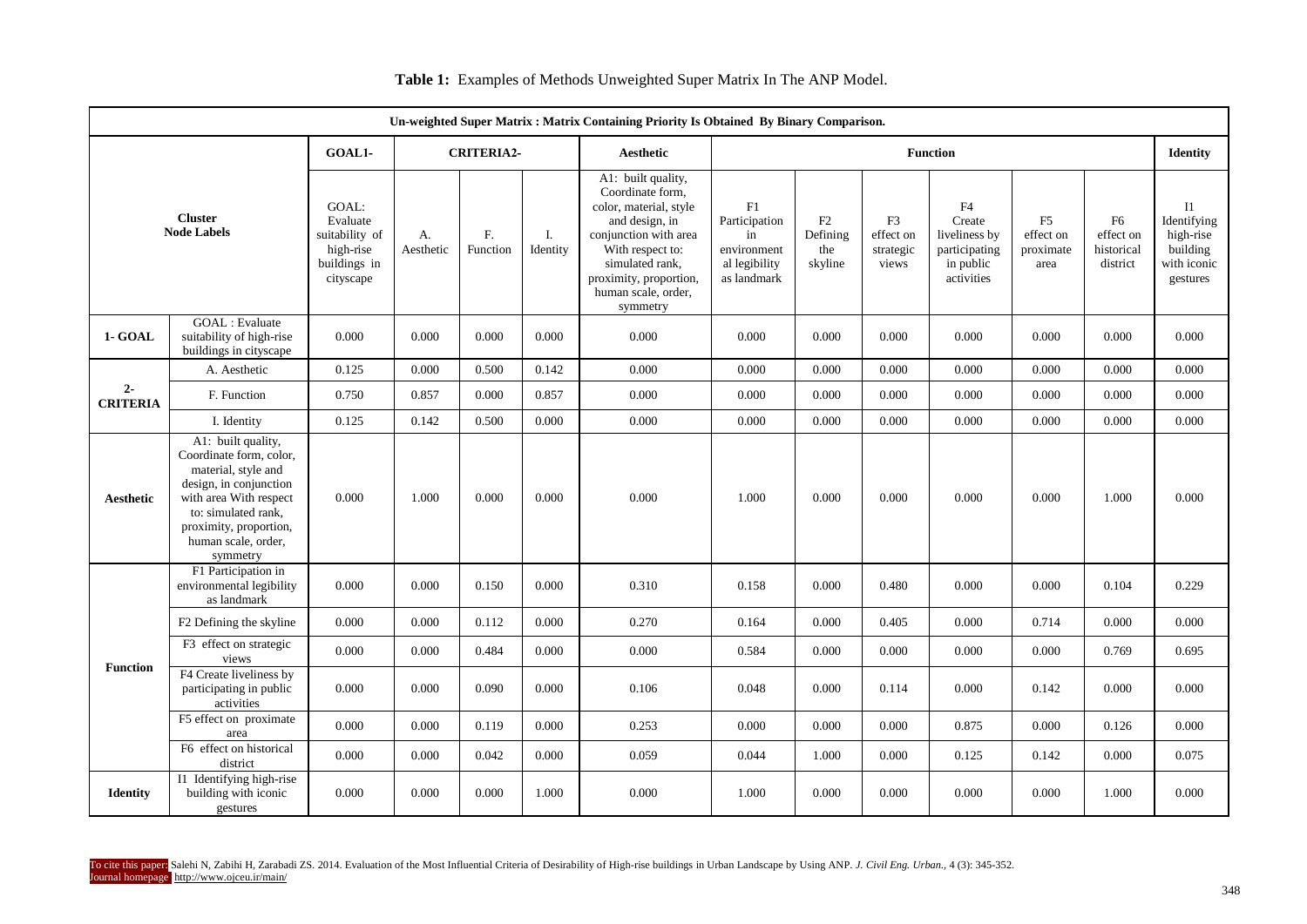**Table 1:** Examples of Methods Unweighted Super Matrix In The ANP Model.

| Un-weighted Super Matrix : Matrix Containing Priority Is Obtained By Binary Comparison. | | | | | | | | | | | | | |
|---|---|---|---|---|---|---|---|---|---|---|---|---|---|
| | | **GOAL1-** | **CRITERIA2-** | | | **Aesthetic** | **Function** | | | | | | **Identity** |
| **Cluster Node Labels** | | GOAL: Evaluate suitability of high-rise buildings in cityscape | A. Aesthetic | F. Function | I. Identity | A1: built quality, Coordinate form, color, material, style and design, in conjunction with area With respect to: simulated rank, proximity, proportion, human scale, order, symmetry | F1 Participation in environment al legibility as landmark | F2 Defining the skyline | F3 effect on strategic views | F4 Create liveliness by participating in public activities | F5 effect on proximate area | F6 effect on historical district | I1 Identifying high-rise building with iconic gestures |
| **1- GOAL** | GOAL : Evaluate suitability of high-rise buildings in cityscape | 0.000 | 0.000 | 0.000 | 0.000 | 0.000 | 0.000 | 0.000 | 0.000 | 0.000 | 0.000 | 0.000 | 0.000 |
| **2- CRITERIA** | A. Aesthetic | 0.125 | 0.000 | 0.500 | 0.142 | 0.000 | 0.000 | 0.000 | 0.000 | 0.000 | 0.000 | 0.000 | 0.000 |
| | F. Function | 0.750 | 0.857 | 0.000 | 0.857 | 0.000 | 0.000 | 0.000 | 0.000 | 0.000 | 0.000 | 0.000 | 0.000 |
| | I. Identity | 0.125 | 0.142 | 0.500 | 0.000 | 0.000 | 0.000 | 0.000 | 0.000 | 0.000 | 0.000 | 0.000 | 0.000 |
| **Aesthetic** | A1: built quality, Coordinate form, color, material, style and design, in conjunction with area With respect to: simulated rank, proximity, proportion, human scale, order, symmetry | 0.000 | 1.000 | 0.000 | 0.000 | 0.000 | 1.000 | 0.000 | 0.000 | 0.000 | 0.000 | 1.000 | 0.000 |
| **Function** | F1 Participation in environmental legibility as landmark | 0.000 | 0.000 | 0.150 | 0.000 | 0.310 | 0.158 | 0.000 | 0.480 | 0.000 | 0.000 | 0.104 | 0.229 |
| | F2 Defining the skyline | 0.000 | 0.000 | 0.112 | 0.000 | 0.270 | 0.164 | 0.000 | 0.405 | 0.000 | 0.714 | 0.000 | 0.000 |
| | F3 effect on strategic views | 0.000 | 0.000 | 0.484 | 0.000 | 0.000 | 0.584 | 0.000 | 0.000 | 0.000 | 0.000 | 0.769 | 0.695 |
| | F4 Create liveliness by participating in public activities | 0.000 | 0.000 | 0.090 | 0.000 | 0.106 | 0.048 | 0.000 | 0.114 | 0.000 | 0.142 | 0.000 | 0.000 |
| | F5 effect on proximate area | 0.000 | 0.000 | 0.119 | 0.000 | 0.253 | 0.000 | 0.000 | 0.000 | 0.875 | 0.000 | 0.126 | 0.000 |
| | F6 effect on historical district | 0.000 | 0.000 | 0.042 | 0.000 | 0.059 | 0.044 | 1.000 | 0.000 | 0.125 | 0.142 | 0.000 | 0.075 |
| **Identity** | I1 Identifying high-rise building with iconic gestures | 0.000 | 0.000 | 0.000 | 1.000 | 0.000 | 1.000 | 0.000 | 0.000 | 0.000 | 0.000 | 1.000 | 0.000 |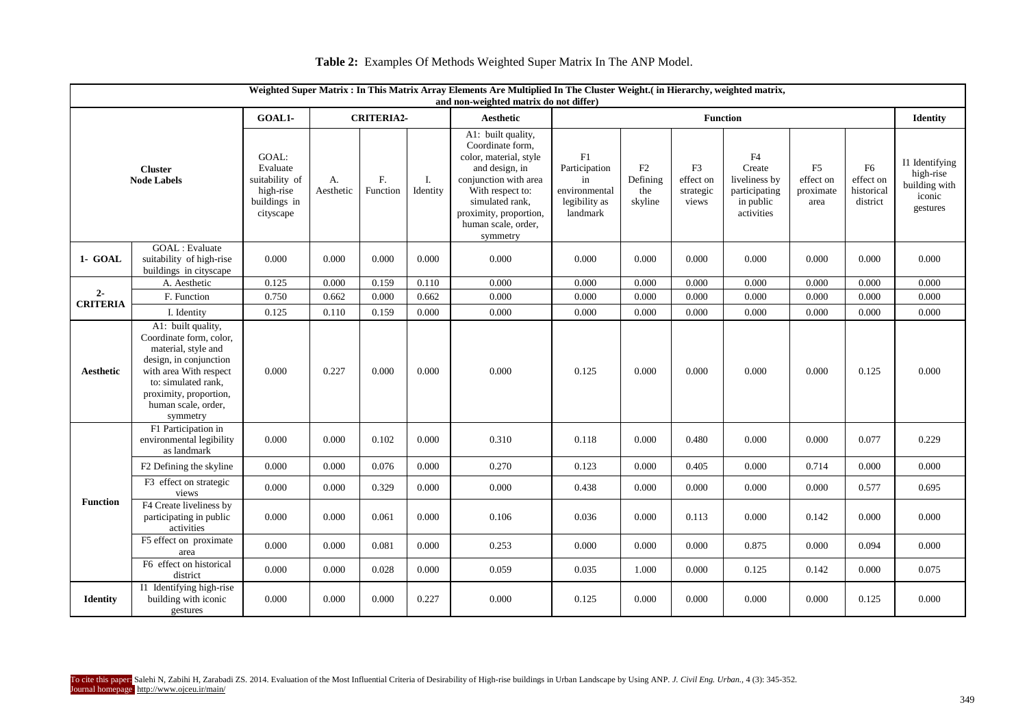**Table 2:** Examples Of Methods Weighted Super Matrix In The ANP Model.

| **Weighted Super Matrix : In This Matrix Array Elements Are Multiplied In The Cluster Weight.( in Hierarchy, weighted matrix, and non-weighted matrix do not differ)** | | | | | | | | | | | | | |
|---|---|---|---|---|---|---|---|---|---|---|---|---|---|
| | | **GOAL1-** | **CRITERIA2-** | | | **Aesthetic** | **Function** | | | | | | **Identity** |
| **Cluster Node Labels** | | GOAL: Evaluate suitability of high-rise buildings in cityscape | A. Aesthetic | F. Function | I. Identity | A1: built quality, Coordinate form, color, material, style and design, in conjunction with area With respect to: simulated rank, proximity, proportion, human scale, order, symmetry | F1 Participation in environmental legibility as landmark | F2 Defining the skyline | F3 effect on strategic views | F4 Create liveliness by participating in public activities | F5 effect on proximate area | F6 effect on historical district | I1 Identifying high-rise building with iconic gestures |
| **1- GOAL** | GOAL : Evaluate suitability of high-rise buildings in cityscape | 0.000 | 0.000 | 0.000 | 0.000 | 0.000 | 0.000 | 0.000 | 0.000 | 0.000 | 0.000 | 0.000 | 0.000 |
| **2- CRITERIA** | A. Aesthetic | 0.125 | 0.000 | 0.159 | 0.110 | 0.000 | 0.000 | 0.000 | 0.000 | 0.000 | 0.000 | 0.000 | 0.000 |
| | F. Function | 0.750 | 0.662 | 0.000 | 0.662 | 0.000 | 0.000 | 0.000 | 0.000 | 0.000 | 0.000 | 0.000 | 0.000 |
| | I. Identity | 0.125 | 0.110 | 0.159 | 0.000 | 0.000 | 0.000 | 0.000 | 0.000 | 0.000 | 0.000 | 0.000 | 0.000 |
| **Aesthetic** | A1: built quality, Coordinate form, color, material, style and design, in conjunction with area With respect to: simulated rank, proximity, proportion, human scale, order, symmetry | 0.000 | 0.227 | 0.000 | 0.000 | 0.000 | 0.125 | 0.000 | 0.000 | 0.000 | 0.000 | 0.125 | 0.000 |
| **Function** | F1 Participation in environmental legibility as landmark | 0.000 | 0.000 | 0.102 | 0.000 | 0.310 | 0.118 | 0.000 | 0.480 | 0.000 | 0.000 | 0.077 | 0.229 |
| | F2 Defining the skyline | 0.000 | 0.000 | 0.076 | 0.000 | 0.270 | 0.123 | 0.000 | 0.405 | 0.000 | 0.714 | 0.000 | 0.000 |
| | F3 effect on strategic views | 0.000 | 0.000 | 0.329 | 0.000 | 0.000 | 0.438 | 0.000 | 0.000 | 0.000 | 0.000 | 0.577 | 0.695 |
| | F4 Create liveliness by participating in public activities | 0.000 | 0.000 | 0.061 | 0.000 | 0.106 | 0.036 | 0.000 | 0.113 | 0.000 | 0.142 | 0.000 | 0.000 |
| | F5 effect on proximate area | 0.000 | 0.000 | 0.081 | 0.000 | 0.253 | 0.000 | 0.000 | 0.000 | 0.875 | 0.000 | 0.094 | 0.000 |
| | F6 effect on historical district | 0.000 | 0.000 | 0.028 | 0.000 | 0.059 | 0.035 | 1.000 | 0.000 | 0.125 | 0.142 | 0.000 | 0.075 |
| **Identity** | I1 Identifying high-rise building with iconic gestures | 0.000 | 0.000 | 0.000 | 0.227 | 0.000 | 0.125 | 0.000 | 0.000 | 0.000 | 0.000 | 0.125 | 0.000 |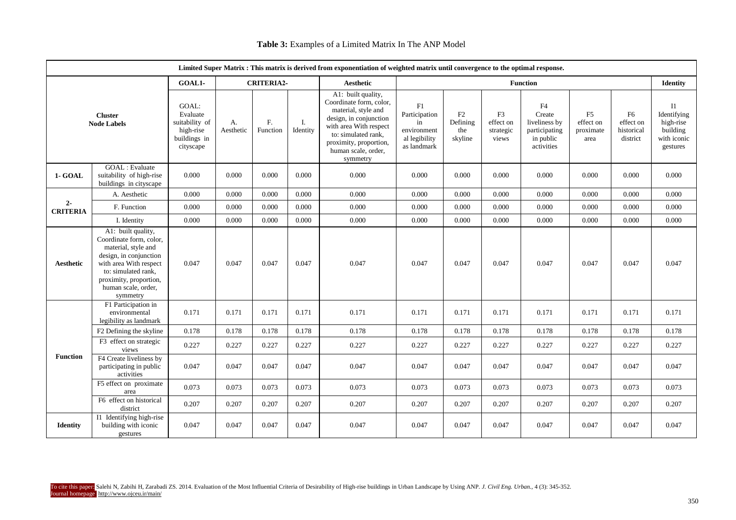**Table 3:** Examples of a Limited Matrix In The ANP Model

| Limited Super Matrix : This matrix is derived from exponentiation of weighted matrix until convergence to the optimal response. | | | | | | | | | | | | | |
|---|---|---|---|---|---|---|---|---|---|---|---|---|---|
| | | GOAL1- | CRITERIA2- | | | Aesthetic | Function | | | | | | Identity |
| Cluster | Node Labels | GOAL: Evaluate suitability of high-rise buildings in cityscape | A. Aesthetic | F. Function | I. Identity | A1: built quality, Coordinate form, color, material, style and design, in conjunction with area With respect to: simulated rank, proximity, proportion, human scale, order, symmetry | F1 Participation in environment al legibility as landmark | F2 Defining the skyline | F3 effect on strategic views | F4 Create liveliness by participating in public activities | F5 effect on proximate area | F6 effect on historical district | I1 Identifying high-rise building with iconic gestures |
| 1- GOAL | GOAL : Evaluate suitability of high-rise buildings in cityscape | 0.000 | 0.000 | 0.000 | 0.000 | 0.000 | 0.000 | 0.000 | 0.000 | 0.000 | 0.000 | 0.000 | 0.000 |
| 2- CRITERIA | A. Aesthetic | 0.000 | 0.000 | 0.000 | 0.000 | 0.000 | 0.000 | 0.000 | 0.000 | 0.000 | 0.000 | 0.000 | 0.000 |
| | F. Function | 0.000 | 0.000 | 0.000 | 0.000 | 0.000 | 0.000 | 0.000 | 0.000 | 0.000 | 0.000 | 0.000 | 0.000 |
| | I. Identity | 0.000 | 0.000 | 0.000 | 0.000 | 0.000 | 0.000 | 0.000 | 0.000 | 0.000 | 0.000 | 0.000 | 0.000 |
| Aesthetic | A1: built quality, Coordinate form, color, material, style and design, in conjunction with area With respect to: simulated rank, proximity, proportion, human scale, order, symmetry | 0.047 | 0.047 | 0.047 | 0.047 | 0.047 | 0.047 | 0.047 | 0.047 | 0.047 | 0.047 | 0.047 | 0.047 |
| Function | F1 Participation in environmental legibility as landmark | 0.171 | 0.171 | 0.171 | 0.171 | 0.171 | 0.171 | 0.171 | 0.171 | 0.171 | 0.171 | 0.171 | 0.171 |
| | F2 Defining the skyline | 0.178 | 0.178 | 0.178 | 0.178 | 0.178 | 0.178 | 0.178 | 0.178 | 0.178 | 0.178 | 0.178 | 0.178 |
| | F3 effect on strategic views | 0.227 | 0.227 | 0.227 | 0.227 | 0.227 | 0.227 | 0.227 | 0.227 | 0.227 | 0.227 | 0.227 | 0.227 |
| | F4 Create liveliness by participating in public activities | 0.047 | 0.047 | 0.047 | 0.047 | 0.047 | 0.047 | 0.047 | 0.047 | 0.047 | 0.047 | 0.047 | 0.047 |
| | F5 effect on proximate area | 0.073 | 0.073 | 0.073 | 0.073 | 0.073 | 0.073 | 0.073 | 0.073 | 0.073 | 0.073 | 0.073 | 0.073 |
| | F6 effect on historical district | 0.207 | 0.207 | 0.207 | 0.207 | 0.207 | 0.207 | 0.207 | 0.207 | 0.207 | 0.207 | 0.207 | 0.207 |
| Identity | I1 Identifying high-rise building with iconic gestures | 0.047 | 0.047 | 0.047 | 0.047 | 0.047 | 0.047 | 0.047 | 0.047 | 0.047 | 0.047 | 0.047 | 0.047 |

To cite this paper: Salehi N, Zabihi H, Zarabadi ZS. 2014. Evaluation of the Most Influential Criteria of Desirability of High-rise buildings in Urban Landscape by Using ANP. *J. Civil Eng. Urban.*, 4 (3): 345-352.
Journal homepage: http://www.ojceu.ir/main/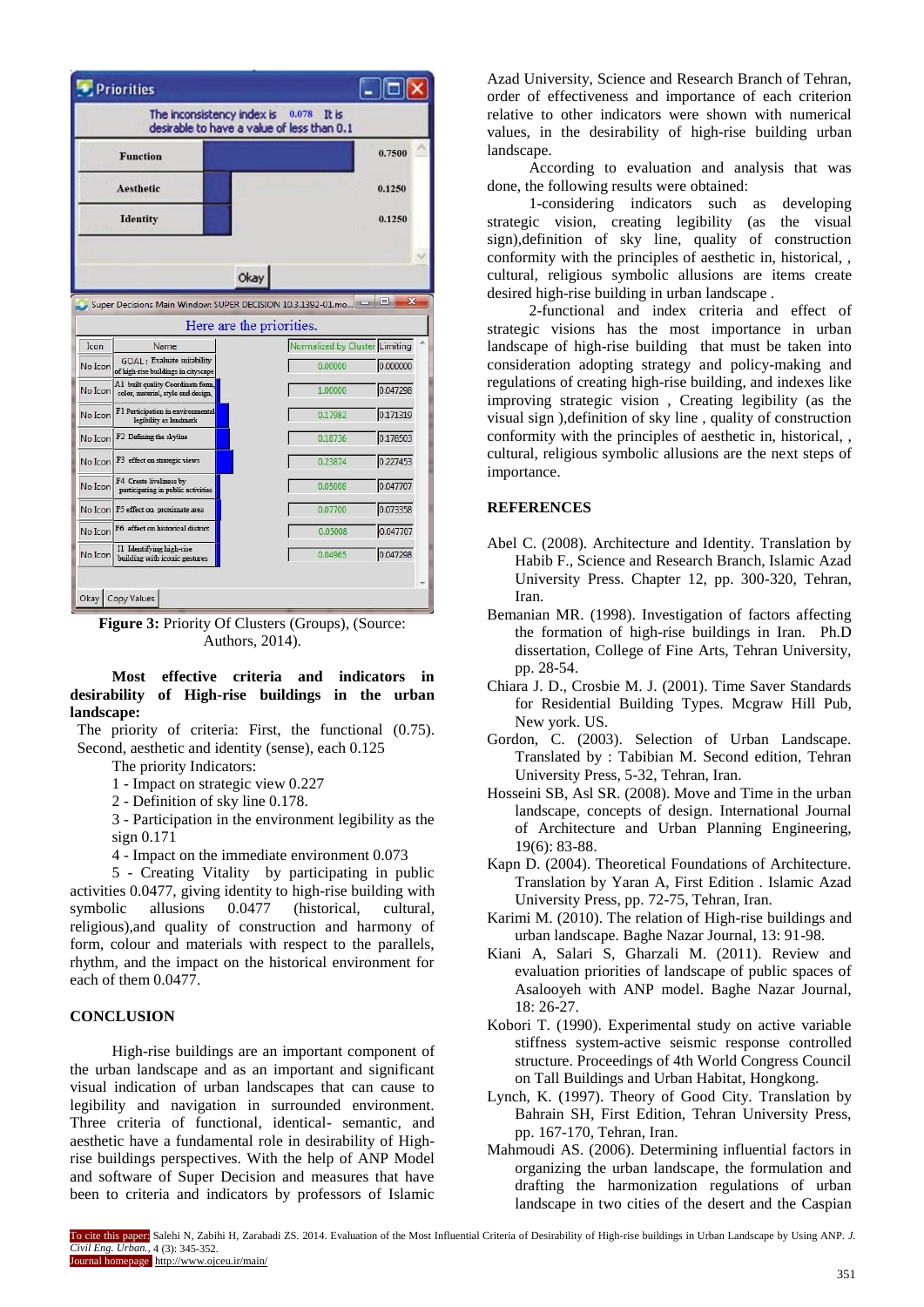**Figure 3:** Priority Of Clusters (Groups), (Source: Authors, 2014).

**Most effective criteria and indicators in desirability of High-rise buildings in the urban landscape:**

The priority of criteria: First, the functional (0.75). Second, aesthetic and identity (sense), each 0.125

The priority Indicators:

1 - Impact on strategic view 0.227

2 - Definition of sky line 0.178.

3 - Participation in the environment legibility as the sign 0.171

4 - Impact on the immediate environment 0.073

5 - Creating Vitality by participating in public activities 0.0477, giving identity to high-rise building with symbolic allusions 0.0477 (historical, cultural, religious),and quality of construction and harmony of form, colour and materials with respect to the parallels, rhythm, and the impact on the historical environment for each of them 0.0477.

## CONCLUSION

High-rise buildings are an important component of the urban landscape and as an important and significant visual indication of urban landscapes that can cause to legibility and navigation in surrounded environment. Three criteria of functional, identical- semantic, and aesthetic have a fundamental role in desirability of High-rise buildings perspectives. With the help of ANP Model and software of Super Decision and measures that have been to criteria and indicators by professors of Islamic Azad University, Science and Research Branch of Tehran, order of effectiveness and importance of each criterion relative to other indicators were shown with numerical values, in the desirability of high-rise building urban landscape.

According to evaluation and analysis that was done, the following results were obtained:

1-considering indicators such as developing strategic vision, creating legibility (as the visual sign),definition of sky line, quality of construction conformity with the principles of aesthetic in, historical, , cultural, religious symbolic allusions are items create desired high-rise building in urban landscape .

2-functional and index criteria and effect of strategic visions has the most importance in urban landscape of high-rise building that must be taken into consideration adopting strategy and policy-making and regulations of creating high-rise building, and indexes like improving strategic vision , Creating legibility (as the visual sign ),definition of sky line , quality of construction conformity with the principles of aesthetic in, historical, , cultural, religious symbolic allusions are the next steps of importance.

## REFERENCES

Abel C. (2008). Architecture and Identity. Translation by Habib F., Science and Research Branch, Islamic Azad University Press. Chapter 12, pp. 300-320, Tehran, Iran.

Bemanian MR. (1998). Investigation of factors affecting the formation of high-rise buildings in Iran. Ph.D dissertation, College of Fine Arts, Tehran University, pp. 28-54.

Chiara J. D., Crosbie M. J. (2001). Time Saver Standards for Residential Building Types. Mcgraw Hill Pub, New york. US.

Gordon, C. (2003). Selection of Urban Landscape. Translated by : Tabibian M. Second edition, Tehran University Press, 5-32, Tehran, Iran.

Hosseini SB, Asl SR. (2008). Move and Time in the urban landscape, concepts of design. International Journal of Architecture and Urban Planning Engineering, 19(6): 83-88.

Kapn D. (2004). Theoretical Foundations of Architecture. Translation by Yaran A, First Edition . Islamic Azad University Press, pp. 72-75, Tehran, Iran.

Karimi M. (2010). The relation of High-rise buildings and urban landscape. Baghe Nazar Journal, 13: 91-98.

Kiani A, Salari S, Gharzali M. (2011). Review and evaluation priorities of landscape of public spaces of Asalooyeh with ANP model. Baghe Nazar Journal, 18: 26-27.

Kobori T. (1990). Experimental study on active variable stiffness system-active seismic response controlled structure. Proceedings of 4th World Congress Council on Tall Buildings and Urban Habitat, Hongkong.

Lynch, K. (1997). Theory of Good City. Translation by Bahrain SH, First Edition, Tehran University Press, pp. 167-170, Tehran, Iran.

Mahmoudi AS. (2006). Determining influential factors in organizing the urban landscape, the formulation and drafting the harmonization regulations of urban landscape in two cities of the desert and the Caspian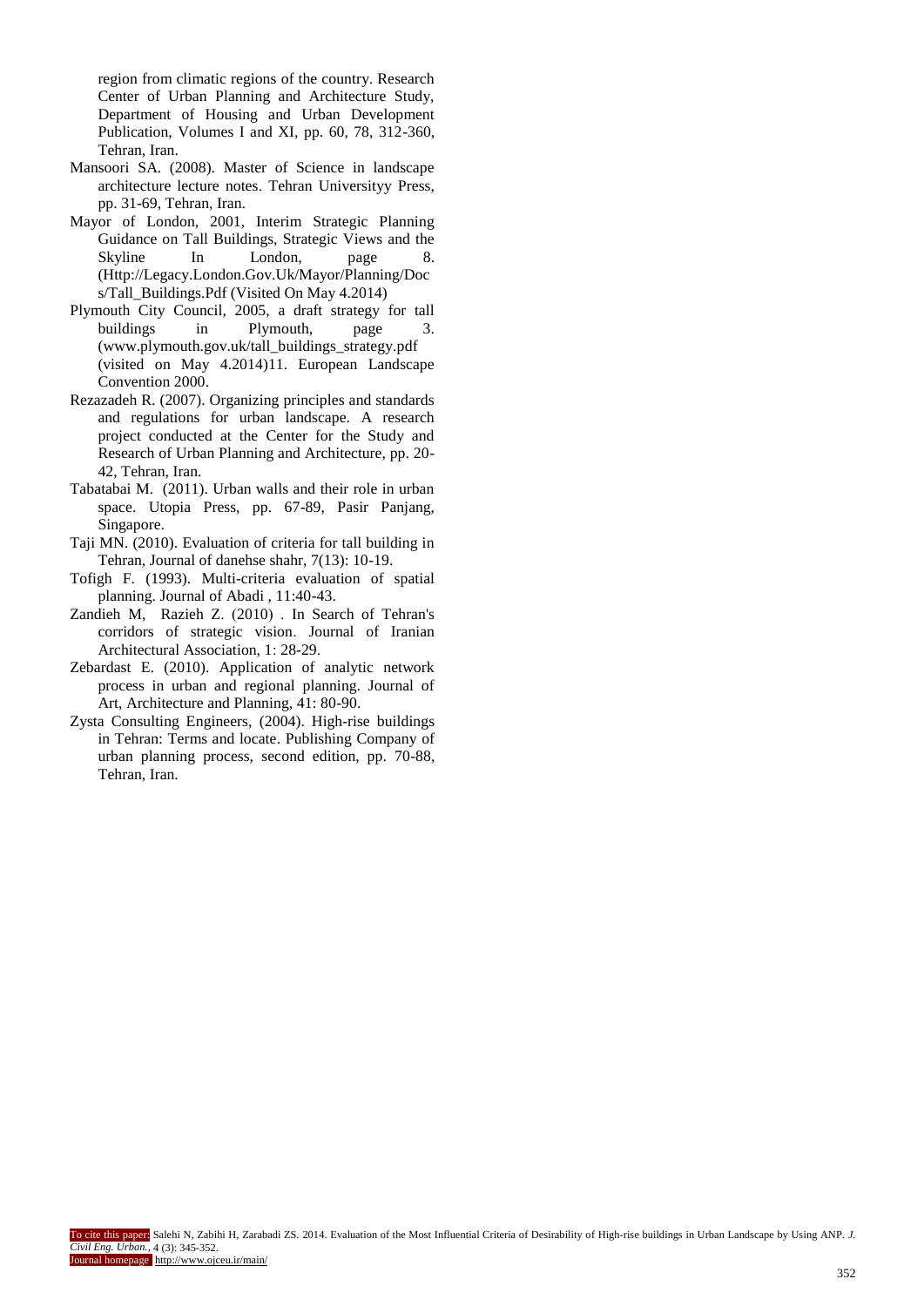region from climatic regions of the country. Research Center of Urban Planning and Architecture Study, Department of Housing and Urban Development Publication, Volumes I and XI, pp. 60, 78, 312-360, Tehran, Iran.

Mansoori SA. (2008). Master of Science in landscape architecture lecture notes. Tehran Universityy Press, pp. 31-69, Tehran, Iran.

Mayor of London, 2001, Interim Strategic Planning Guidance on Tall Buildings, Strategic Views and the Skyline In London, page 8. (Http://Legacy.London.Gov.Uk/Mayor/Planning/Docs/Tall_Buildings.Pdf (Visited On May 4.2014)

Plymouth City Council, 2005, a draft strategy for tall buildings in Plymouth, page 3. (www.plymouth.gov.uk/tall_buildings_strategy.pdf (visited on May 4.2014)11. European Landscape Convention 2000.

Rezazadeh R. (2007). Organizing principles and standards and regulations for urban landscape. A research project conducted at the Center for the Study and Research of Urban Planning and Architecture, pp. 20-42, Tehran, Iran.

Tabatabai M. (2011). Urban walls and their role in urban space. Utopia Press, pp. 67-89, Pasir Panjang, Singapore.

Taji MN. (2010). Evaluation of criteria for tall building in Tehran, Journal of danehse shahr, 7(13): 10-19.

Tofigh F. (1993). Multi-criteria evaluation of spatial planning. Journal of Abadi , 11:40-43.

Zandieh M, Razieh Z. (2010) . In Search of Tehran's corridors of strategic vision. Journal of Iranian Architectural Association, 1: 28-29.

Zebardast E. (2010). Application of analytic network process in urban and regional planning. Journal of Art, Architecture and Planning, 41: 80-90.

Zysta Consulting Engineers, (2004). High-rise buildings in Tehran: Terms and locate. Publishing Company of urban planning process, second edition, pp. 70-88, Tehran, Iran.